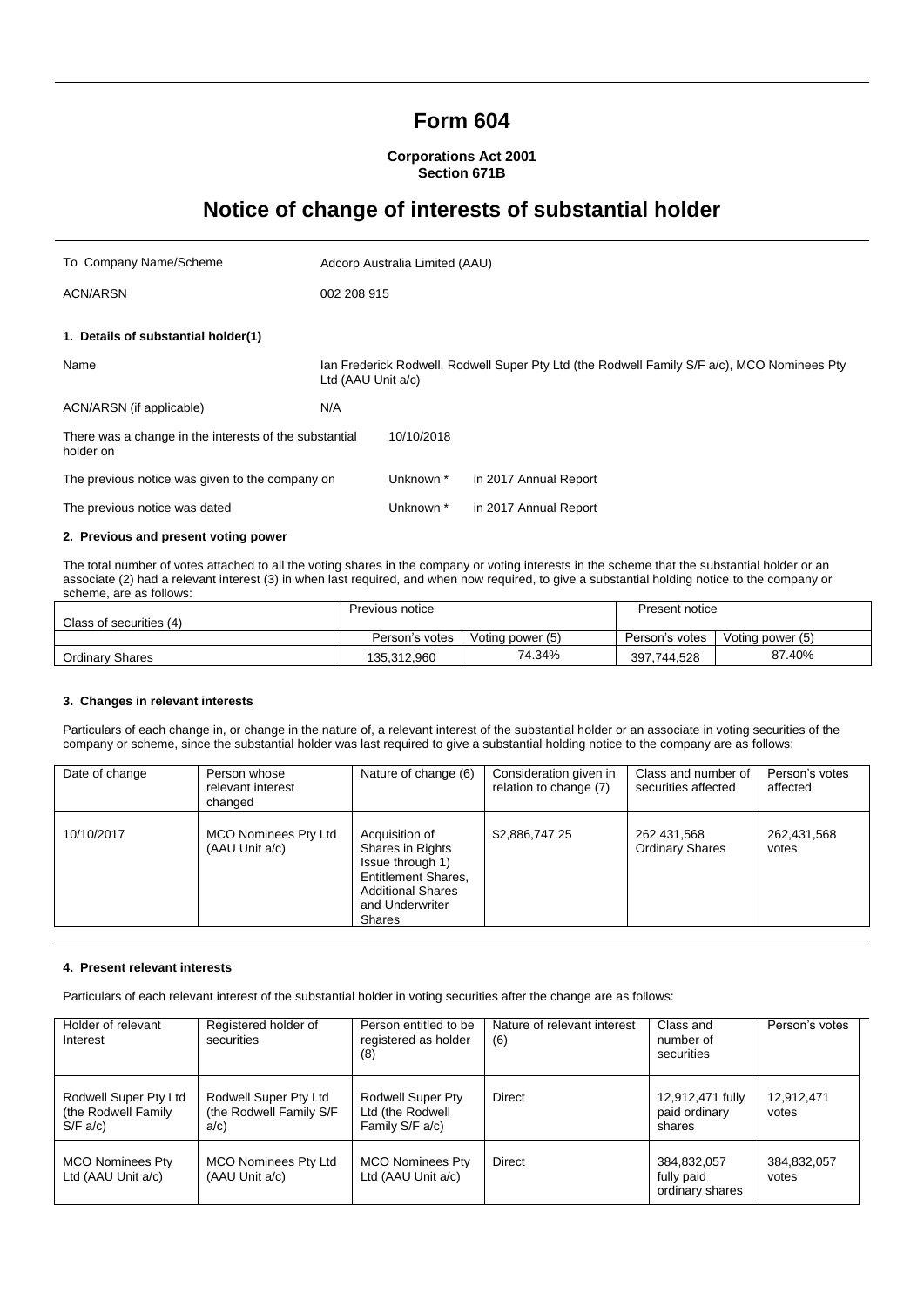# Form 604

**Corporations Act 2001**
**Section 671B**

# Notice of change of interests of substantial holder

| | |
|---|---|
| To Company Name/Scheme | Adcorp Australia Limited (AAU) |
| ACN/ARSN | 002 208 915 |

**1. Details of substantial holder(1)**

| | | |
|---|---|---|
| Name | Ian Frederick Rodwell, Rodwell Super Pty Ltd (the Rodwell Family S/F a/c), MCO Nominees Pty Ltd (AAU Unit a/c) | |
| ACN/ARSN (if applicable) | N/A | |
| There was a change in the interests of the substantial holder on | 10/10/2018 | |
| The previous notice was given to the company on | Unknown * | in 2017 Annual Report |
| The previous notice was dated | Unknown * | in 2017 Annual Report |

**2. Previous and present voting power**

The total number of votes attached to all the voting shares in the company or voting interests in the scheme that the substantial holder or an associate (2) had a relevant interest (3) in when last required, and when now required, to give a substantial holding notice to the company or scheme, are as follows:

| Class of securities (4) | Previous notice | | Present notice | |
|---|---|---|---|---|
| | Person's votes | Voting power (5) | Person's votes | Voting power (5) |
| Ordinary Shares | 135,312,960 | 74.34% | 397,744,528 | 87.40% |

**3. Changes in relevant interests**

Particulars of each change in, or change in the nature of, a relevant interest of the substantial holder or an associate in voting securities of the company or scheme, since the substantial holder was last required to give a substantial holding notice to the company are as follows:

| Date of change | Person whose relevant interest changed | Nature of change (6) | Consideration given in relation to change (7) | Class and number of securities affected | Person's votes affected |
|---|---|---|---|---|---|
| 10/10/2017 | MCO Nominees Pty Ltd (AAU Unit a/c) | Acquisition of Shares in Rights Issue through 1) Entitlement Shares, Additional Shares and Underwriter Shares | $2,886,747.25 | 262,431,568 Ordinary Shares | 262,431,568 votes |

**4. Present relevant interests**

Particulars of each relevant interest of the substantial holder in voting securities after the change are as follows:

| Holder of relevant Interest | Registered holder of securities | Person entitled to be registered as holder (8) | Nature of relevant interest (6) | Class and number of securities | Person's votes |
|---|---|---|---|---|---|
| Rodwell Super Pty Ltd (the Rodwell Family S/F a/c) | Rodwell Super Pty Ltd (the Rodwell Family S/F a/c) | Rodwell Super Pty Ltd (the Rodwell Family S/F a/c) | Direct | 12,912,471 fully paid ordinary shares | 12,912,471 votes |
| MCO Nominees Pty Ltd (AAU Unit a/c) | MCO Nominees Pty Ltd (AAU Unit a/c) | MCO Nominees Pty Ltd (AAU Unit a/c) | Direct | 384,832,057 fully paid ordinary shares | 384,832,057 votes |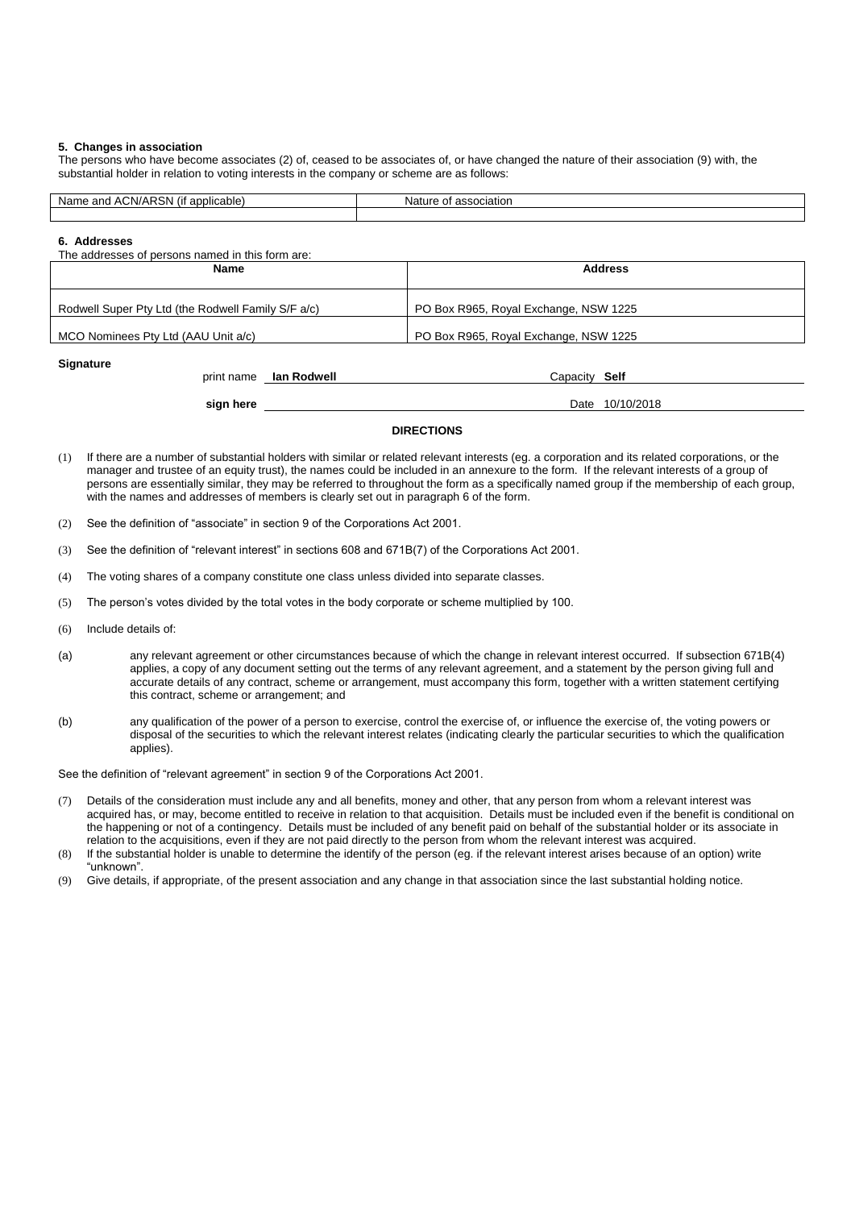**5. Changes in association**

The persons who have become associates (2) of, ceased to be associates of, or have changed the nature of their association (9) with, the substantial holder in relation to voting interests in the company or scheme are as follows:

| Name and ACN/ARSN (if applicable) | Nature of association |
|---|---|
| | |

**6. Addresses**

The addresses of persons named in this form are:

| Name | Address |
|---|---|
| Rodwell Super Pty Ltd (the Rodwell Family S/F a/c) | PO Box R965, Royal Exchange, NSW 1225 |
| MCO Nominees Pty Ltd (AAU Unit a/c) | PO Box R965, Royal Exchange, NSW 1225 |

**Signature**

print name **Ian Rodwell** Capacity **Self**

**sign here** Date 10/10/2018

**DIRECTIONS**

(1) If there are a number of substantial holders with similar or related relevant interests (eg. a corporation and its related corporations, or the manager and trustee of an equity trust), the names could be included in an annexure to the form. If the relevant interests of a group of persons are essentially similar, they may be referred to throughout the form as a specifically named group if the membership of each group, with the names and addresses of members is clearly set out in paragraph 6 of the form.

(2) See the definition of "associate" in section 9 of the Corporations Act 2001.

(3) See the definition of "relevant interest" in sections 608 and 671B(7) of the Corporations Act 2001.

(4) The voting shares of a company constitute one class unless divided into separate classes.

(5) The person's votes divided by the total votes in the body corporate or scheme multiplied by 100.

(6) Include details of:

(a) any relevant agreement or other circumstances because of which the change in relevant interest occurred. If subsection 671B(4) applies, a copy of any document setting out the terms of any relevant agreement, and a statement by the person giving full and accurate details of any contract, scheme or arrangement, must accompany this form, together with a written statement certifying this contract, scheme or arrangement; and

(b) any qualification of the power of a person to exercise, control the exercise of, or influence the exercise of, the voting powers or disposal of the securities to which the relevant interest relates (indicating clearly the particular securities to which the qualification applies).

See the definition of "relevant agreement" in section 9 of the Corporations Act 2001.

(7) Details of the consideration must include any and all benefits, money and other, that any person from whom a relevant interest was acquired has, or may, become entitled to receive in relation to that acquisition. Details must be included even if the benefit is conditional on the happening or not of a contingency. Details must be included of any benefit paid on behalf of the substantial holder or its associate in relation to the acquisitions, even if they are not paid directly to the person from whom the relevant interest was acquired.

(8) If the substantial holder is unable to determine the identify of the person (eg. if the relevant interest arises because of an option) write "unknown".

(9) Give details, if appropriate, of the present association and any change in that association since the last substantial holding notice.